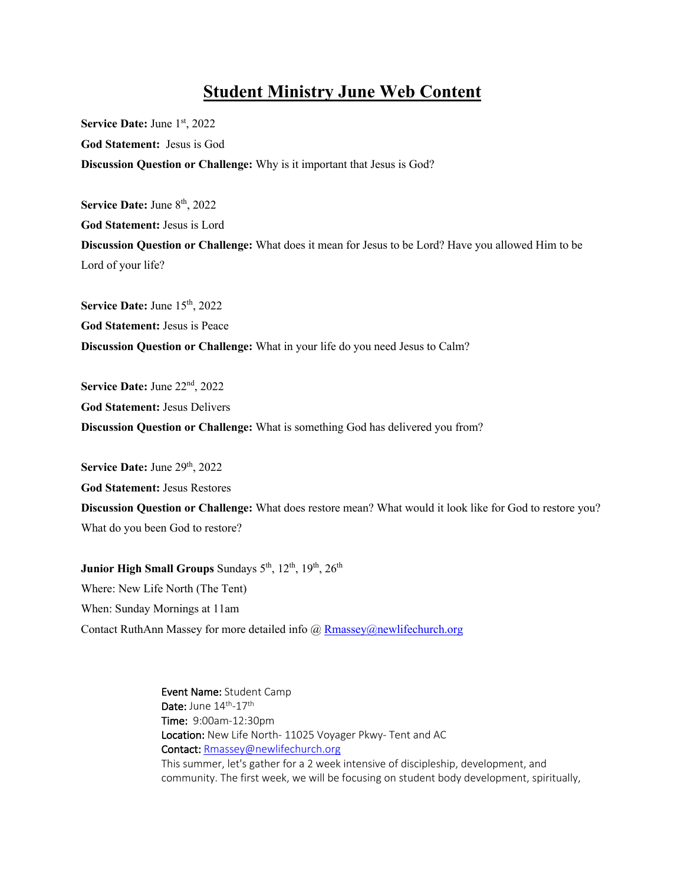# Student Ministry June Web Content

**Service Date:** June 1st, 2022

**God Statement:** Jesus is God

**Discussion Question or Challenge:** Why is it important that Jesus is God?

**Service Date:** June 8th, 2022

**God Statement:** Jesus is Lord

**Discussion Question or Challenge:** What does it mean for Jesus to be Lord? Have you allowed Him to be Lord of your life?

**Service Date:** June 15th, 2022

**God Statement:** Jesus is Peace

**Discussion Question or Challenge:** What in your life do you need Jesus to Calm?

**Service Date:** June 22nd, 2022

**God Statement:** Jesus Delivers

**Discussion Question or Challenge:** What is something God has delivered you from?

**Service Date:** June 29th, 2022

**God Statement:** Jesus Restores

**Discussion Question or Challenge:** What does restore mean? What would it look like for God to restore you? What do you been God to restore?

**Junior High Small Groups** Sundays 5th, 12th, 19th, 26th

Where: New Life North (The Tent)

When: Sunday Mornings at 11am

Contact RuthAnn Massey for more detailed info @ Rmassey@newlifechurch.org

**Event Name:** Student Camp
**Date:** June 14th-17th
**Time:** 9:00am-12:30pm
**Location:** New Life North- 11025 Voyager Pkwy- Tent and AC
**Contact:** Rmassey@newlifechurch.org
This summer, let's gather for a 2 week intensive of discipleship, development, and community. The first week, we will be focusing on student body development, spiritually,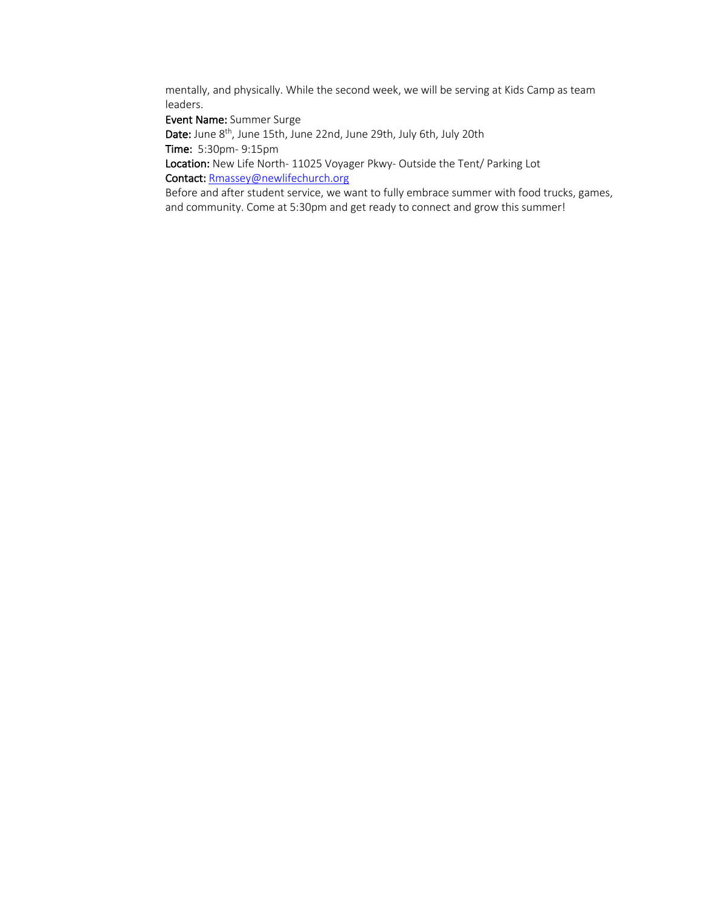mentally, and physically. While the second week, we will be serving at Kids Camp as team leaders.

**Event Name:** Summer Surge
**Date:** June 8th, June 15th, June 22nd, June 29th, July 6th, July 20th
**Time:** 5:30pm- 9:15pm
**Location:** New Life North- 11025 Voyager Pkwy- Outside the Tent/ Parking Lot
**Contact:** Rmassey@newlifechurch.org

Before and after student service, we want to fully embrace summer with food trucks, games, and community. Come at 5:30pm and get ready to connect and grow this summer!